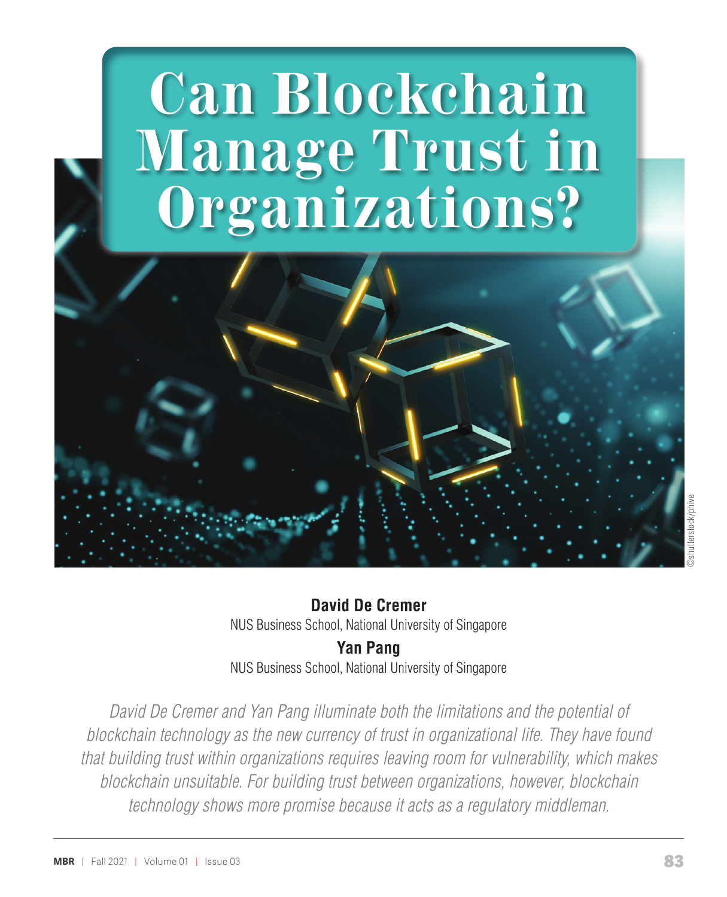# Can Blockchain Manage Trust in Organizations?

©shutterstock/phive

**David De Cremer**
NUS Business School, National University of Singapore

**Yan Pang**
NUS Business School, National University of Singapore

*David De Cremer and Yan Pang illuminate both the limitations and the potential of blockchain technology as the new currency of trust in organizational life. They have found that building trust within organizations requires leaving room for vulnerability, which makes blockchain unsuitable. For building trust between organizations, however, blockchain technology shows more promise because it acts as a regulatory middleman.*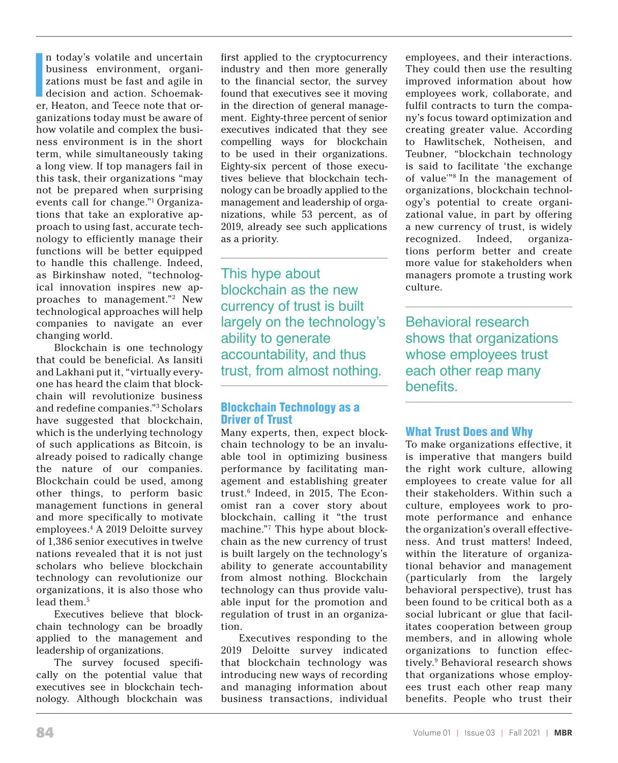In today's volatile and uncertain business environment, organizations must be fast and agile in decision and action. Schoemaker, Heaton, and Teece note that organizations today must be aware of how volatile and complex the business environment is in the short term, while simultaneously taking a long view. If top managers fail in this task, their organizations "may not be prepared when surprising events call for change."[1] Organizations that take an explorative approach to using fast, accurate technology to efficiently manage their functions will be better equipped to handle this challenge. Indeed, as Birkinshaw noted, "technological innovation inspires new approaches to management."[2] New technological approaches will help companies to navigate an ever changing world.

Blockchain is one technology that could be beneficial. As Iansiti and Lakhani put it, "virtually everyone has heard the claim that blockchain will revolutionize business and redefine companies."[3] Scholars have suggested that blockchain, which is the underlying technology of such applications as Bitcoin, is already poised to radically change the nature of our companies. Blockchain could be used, among other things, to perform basic management functions in general and more specifically to motivate employees.[4] A 2019 Deloitte survey of 1,386 senior executives in twelve nations revealed that it is not just scholars who believe blockchain technology can revolutionize our organizations, it is also those who lead them.[5]

Executives believe that blockchain technology can be broadly applied to the management and leadership of organizations.

The survey focused specifically on the potential value that executives see in blockchain technology. Although blockchain was first applied to the cryptocurrency industry and then more generally to the financial sector, the survey found that executives see it moving in the direction of general management. Eighty-three percent of senior executives indicated that they see compelling ways for blockchain to be used in their organizations. Eighty-six percent of those executives believe that blockchain technology can be broadly applied to the management and leadership of organizations, while 53 percent, as of 2019, already see such applications as a priority.

> This hype about blockchain as the new currency of trust is built largely on the technology's ability to generate accountability, and thus trust, from almost nothing.

## Blockchain Technology as a Driver of Trust

Many experts, then, expect blockchain technology to be an invaluable tool in optimizing business performance by facilitating management and establishing greater trust.[6] Indeed, in 2015, The Economist ran a cover story about blockchain, calling it "the trust machine."[7] This hype about blockchain as the new currency of trust is built largely on the technology's ability to generate accountability from almost nothing. Blockchain technology can thus provide valuable input for the promotion and regulation of trust in an organization.

Executives responding to the 2019 Deloitte survey indicated that blockchain technology was introducing new ways of recording and managing information about business transactions, individual employees, and their interactions. They could then use the resulting improved information about how employees work, collaborate, and fulfil contracts to turn the company's focus toward optimization and creating greater value. According to Hawlitschek, Notheisen, and Teubner, "blockchain technology is said to facilitate 'the exchange of value'"[8] In the management of organizations, blockchain technology's potential to create organizational value, in part by offering a new currency of trust, is widely recognized. Indeed, organizations perform better and create more value for stakeholders when managers promote a trusting work culture.

> Behavioral research shows that organizations whose employees trust each other reap many benefits.

## What Trust Does and Why

To make organizations effective, it is imperative that mangers build the right work culture, allowing employees to create value for all their stakeholders. Within such a culture, employees work to promote performance and enhance the organization's overall effectiveness. And trust matters! Indeed, within the literature of organizational behavior and management (particularly from the largely behavioral perspective), trust has been found to be critical both as a social lubricant or glue that facilitates cooperation between group members, and in allowing whole organizations to function effectively.[9] Behavioral research shows that organizations whose employees trust each other reap many benefits. People who trust their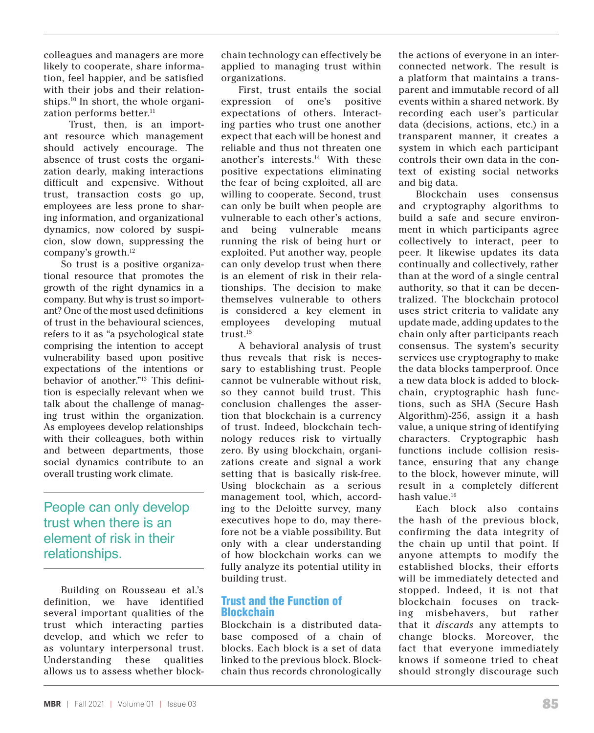colleagues and managers are more likely to cooperate, share information, feel happier, and be satisfied with their jobs and their relationships.[10] In short, the whole organization performs better.[11]

Trust, then, is an important resource which management should actively encourage. The absence of trust costs the organization dearly, making interactions difficult and expensive. Without trust, transaction costs go up, employees are less prone to sharing information, and organizational dynamics, now colored by suspicion, slow down, suppressing the company's growth.[12]

So trust is a positive organizational resource that promotes the growth of the right dynamics in a company. But why is trust so important? One of the most used definitions of trust in the behavioural sciences, refers to it as "a psychological state comprising the intention to accept vulnerability based upon positive expectations of the intentions or behavior of another."[13] This definition is especially relevant when we talk about the challenge of managing trust within the organization. As employees develop relationships with their colleagues, both within and between departments, those social dynamics contribute to an overall trusting work climate.

> People can only develop trust when there is an element of risk in their relationships.

Building on Rousseau et al.'s definition, we have identified several important qualities of the trust which interacting parties develop, and which we refer to as voluntary interpersonal trust. Understanding these qualities allows us to assess whether blockchain technology can effectively be applied to managing trust within organizations.

First, trust entails the social expression of one's positive expectations of others. Interacting parties who trust one another expect that each will be honest and reliable and thus not threaten one another's interests.[14] With these positive expectations eliminating the fear of being exploited, all are willing to cooperate. Second, trust can only be built when people are vulnerable to each other's actions, and being vulnerable means running the risk of being hurt or exploited. Put another way, people can only develop trust when there is an element of risk in their relationships. The decision to make themselves vulnerable to others is considered a key element in employees developing mutual trust.[15]

A behavioral analysis of trust thus reveals that risk is necessary to establishing trust. People cannot be vulnerable without risk, so they cannot build trust. This conclusion challenges the assertion that blockchain is a currency of trust. Indeed, blockchain technology reduces risk to virtually zero. By using blockchain, organizations create and signal a work setting that is basically risk-free. Using blockchain as a serious management tool, which, according to the Deloitte survey, many executives hope to do, may therefore not be a viable possibility. But only with a clear understanding of how blockchain works can we fully analyze its potential utility in building trust.

## Trust and the Function of Blockchain

Blockchain is a distributed database composed of a chain of blocks. Each block is a set of data linked to the previous block. Blockchain thus records chronologically the actions of everyone in an interconnected network. The result is a platform that maintains a transparent and immutable record of all events within a shared network. By recording each user's particular data (decisions, actions, etc.) in a transparent manner, it creates a system in which each participant controls their own data in the context of existing social networks and big data.

Blockchain uses consensus and cryptography algorithms to build a safe and secure environment in which participants agree collectively to interact, peer to peer. It likewise updates its data continually and collectively, rather than at the word of a single central authority, so that it can be decentralized. The blockchain protocol uses strict criteria to validate any update made, adding updates to the chain only after participants reach consensus. The system's security services use cryptography to make the data blocks tamperproof. Once a new data block is added to blockchain, cryptographic hash functions, such as SHA (Secure Hash Algorithm)-256, assign it a hash value, a unique string of identifying characters. Cryptographic hash functions include collision resistance, ensuring that any change to the block, however minute, will result in a completely different hash value.[16]

Each block also contains the hash of the previous block, confirming the data integrity of the chain up until that point. If anyone attempts to modify the established blocks, their efforts will be immediately detected and stopped. Indeed, it is not that blockchain focuses on tracking misbehavers, but rather that it *discards* any attempts to change blocks. Moreover, the fact that everyone immediately knows if someone tried to cheat should strongly discourage such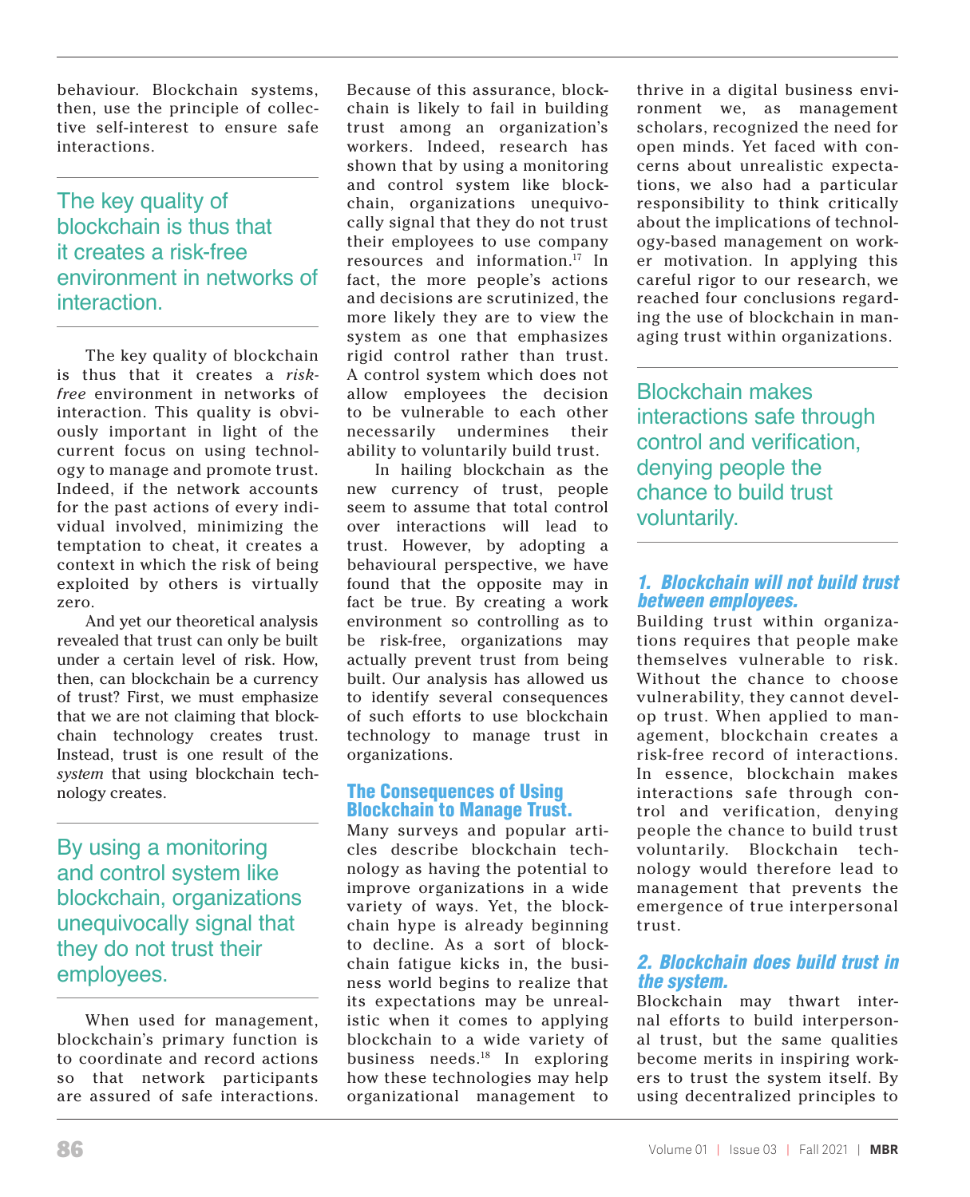behaviour. Blockchain systems, then, use the principle of collective self-interest to ensure safe interactions.

> The key quality of blockchain is thus that it creates a risk-free environment in networks of interaction.

The key quality of blockchain is thus that it creates a *risk-free* environment in networks of interaction. This quality is obviously important in light of the current focus on using technology to manage and promote trust. Indeed, if the network accounts for the past actions of every individual involved, minimizing the temptation to cheat, it creates a context in which the risk of being exploited by others is virtually zero.

And yet our theoretical analysis revealed that trust can only be built under a certain level of risk. How, then, can blockchain be a currency of trust? First, we must emphasize that we are not claiming that blockchain technology creates trust. Instead, trust is one result of the *system* that using blockchain technology creates.

> By using a monitoring and control system like blockchain, organizations unequivocally signal that they do not trust their employees.

When used for management, blockchain's primary function is to coordinate and record actions so that network participants are assured of safe interactions. Because of this assurance, blockchain is likely to fail in building trust among an organization's workers. Indeed, research has shown that by using a monitoring and control system like blockchain, organizations unequivocally signal that they do not trust their employees to use company resources and information.[17] In fact, the more people's actions and decisions are scrutinized, the more likely they are to view the system as one that emphasizes rigid control rather than trust. A control system which does not allow employees the decision to be vulnerable to each other necessarily undermines their ability to voluntarily build trust.

In hailing blockchain as the new currency of trust, people seem to assume that total control over interactions will lead to trust. However, by adopting a behavioural perspective, we have found that the opposite may in fact be true. By creating a work environment so controlling as to be risk-free, organizations may actually prevent trust from being built. Our analysis has allowed us to identify several consequences of such efforts to use blockchain technology to manage trust in organizations.

## The Consequences of Using Blockchain to Manage Trust.

Many surveys and popular articles describe blockchain technology as having the potential to improve organizations in a wide variety of ways. Yet, the blockchain hype is already beginning to decline. As a sort of blockchain fatigue kicks in, the business world begins to realize that its expectations may be unrealistic when it comes to applying blockchain to a wide variety of business needs.[18] In exploring how these technologies may help organizational management to thrive in a digital business environment we, as management scholars, recognized the need for open minds. Yet faced with concerns about unrealistic expectations, we also had a particular responsibility to think critically about the implications of technology-based management on worker motivation. In applying this careful rigor to our research, we reached four conclusions regarding the use of blockchain in managing trust within organizations.

> Blockchain makes interactions safe through control and verification, denying people the chance to build trust voluntarily.

### *1. Blockchain will not build trust between employees.*

Building trust within organizations requires that people make themselves vulnerable to risk. Without the chance to choose vulnerability, they cannot develop trust. When applied to management, blockchain creates a risk-free record of interactions. In essence, blockchain makes interactions safe through control and verification, denying people the chance to build trust voluntarily. Blockchain technology would therefore lead to management that prevents the emergence of true interpersonal trust.

### *2. Blockchain does build trust in the system.*

Blockchain may thwart internal efforts to build interpersonal trust, but the same qualities become merits in inspiring workers to trust the system itself. By using decentralized principles to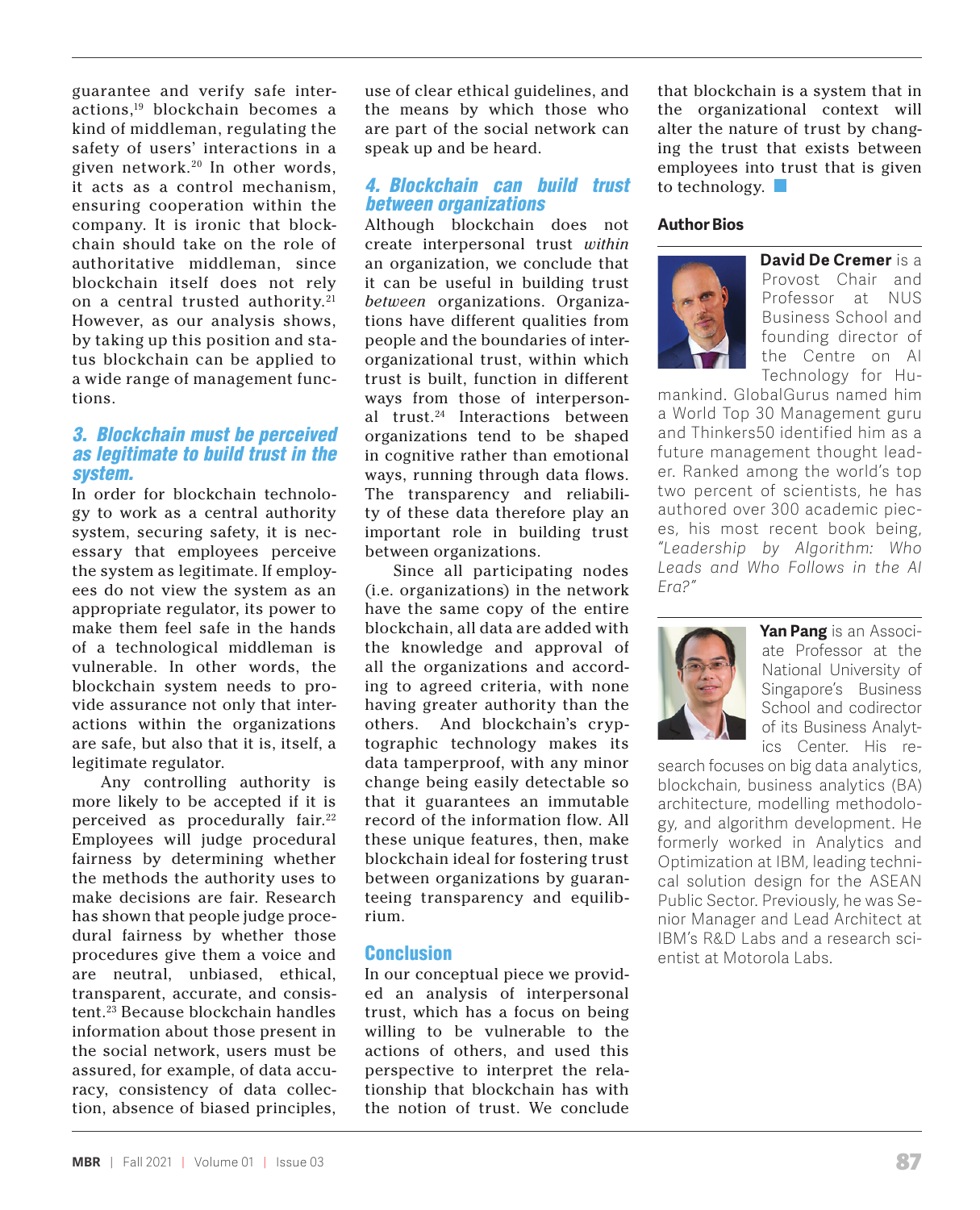guarantee and verify safe interactions,[19] blockchain becomes a kind of middleman, regulating the safety of users' interactions in a given network.[20] In other words, it acts as a control mechanism, ensuring cooperation within the company. It is ironic that blockchain should take on the role of authoritative middleman, since blockchain itself does not rely on a central trusted authority.[21] However, as our analysis shows, by taking up this position and status blockchain can be applied to a wide range of management functions.

### 3. Blockchain must be perceived as legitimate to build trust in the system.

In order for blockchain technology to work as a central authority system, securing safety, it is necessary that employees perceive the system as legitimate. If employees do not view the system as an appropriate regulator, its power to make them feel safe in the hands of a technological middleman is vulnerable. In other words, the blockchain system needs to provide assurance not only that interactions within the organizations are safe, but also that it is, itself, a legitimate regulator.

Any controlling authority is more likely to be accepted if it is perceived as procedurally fair.[22] Employees will judge procedural fairness by determining whether the methods the authority uses to make decisions are fair. Research has shown that people judge procedural fairness by whether those procedures give them a voice and are neutral, unbiased, ethical, transparent, accurate, and consistent.[23] Because blockchain handles information about those present in the social network, users must be assured, for example, of data accuracy, consistency of data collection, absence of biased principles, use of clear ethical guidelines, and the means by which those who are part of the social network can speak up and be heard.

### 4. Blockchain can build trust between organizations

Although blockchain does not create interpersonal trust *within* an organization, we conclude that it can be useful in building trust *between* organizations. Organizations have different qualities from people and the boundaries of interorganizational trust, within which trust is built, function in different ways from those of interpersonal trust.[24] Interactions between organizations tend to be shaped in cognitive rather than emotional ways, running through data flows. The transparency and reliability of these data therefore play an important role in building trust between organizations.

Since all participating nodes (i.e. organizations) in the network have the same copy of the entire blockchain, all data are added with the knowledge and approval of all the organizations and according to agreed criteria, with none having greater authority than the others. And blockchain's cryptographic technology makes its data tamperproof, with any minor change being easily detectable so that it guarantees an immutable record of the information flow. All these unique features, then, make blockchain ideal for fostering trust between organizations by guaranteeing transparency and equilibrium.

## Conclusion

In our conceptual piece we provided an analysis of interpersonal trust, which has a focus on being willing to be vulnerable to the actions of others, and used this perspective to interpret the relationship that blockchain has with the notion of trust. We conclude that blockchain is a system that in the organizational context will alter the nature of trust by changing the trust that exists between employees into trust that is given to technology.

### Author Bios

**David De Cremer** is a Provost Chair and Professor at NUS Business School and founding director of the Centre on AI Technology for Humankind. GlobalGurus named him a World Top 30 Management guru and Thinkers50 identified him as a future management thought leader. Ranked among the world's top two percent of scientists, he has authored over 300 academic pieces, his most recent book being, *"Leadership by Algorithm: Who Leads and Who Follows in the AI Era?"*

**Yan Pang** is an Associate Professor at the National University of Singapore's Business School and codirector of its Business Analytics Center. His research focuses on big data analytics, blockchain, business analytics (BA) architecture, modelling methodology, and algorithm development. He formerly worked in Analytics and Optimization at IBM, leading technical solution design for the ASEAN Public Sector. Previously, he was Senior Manager and Lead Architect at IBM's R&D Labs and a research scientist at Motorola Labs.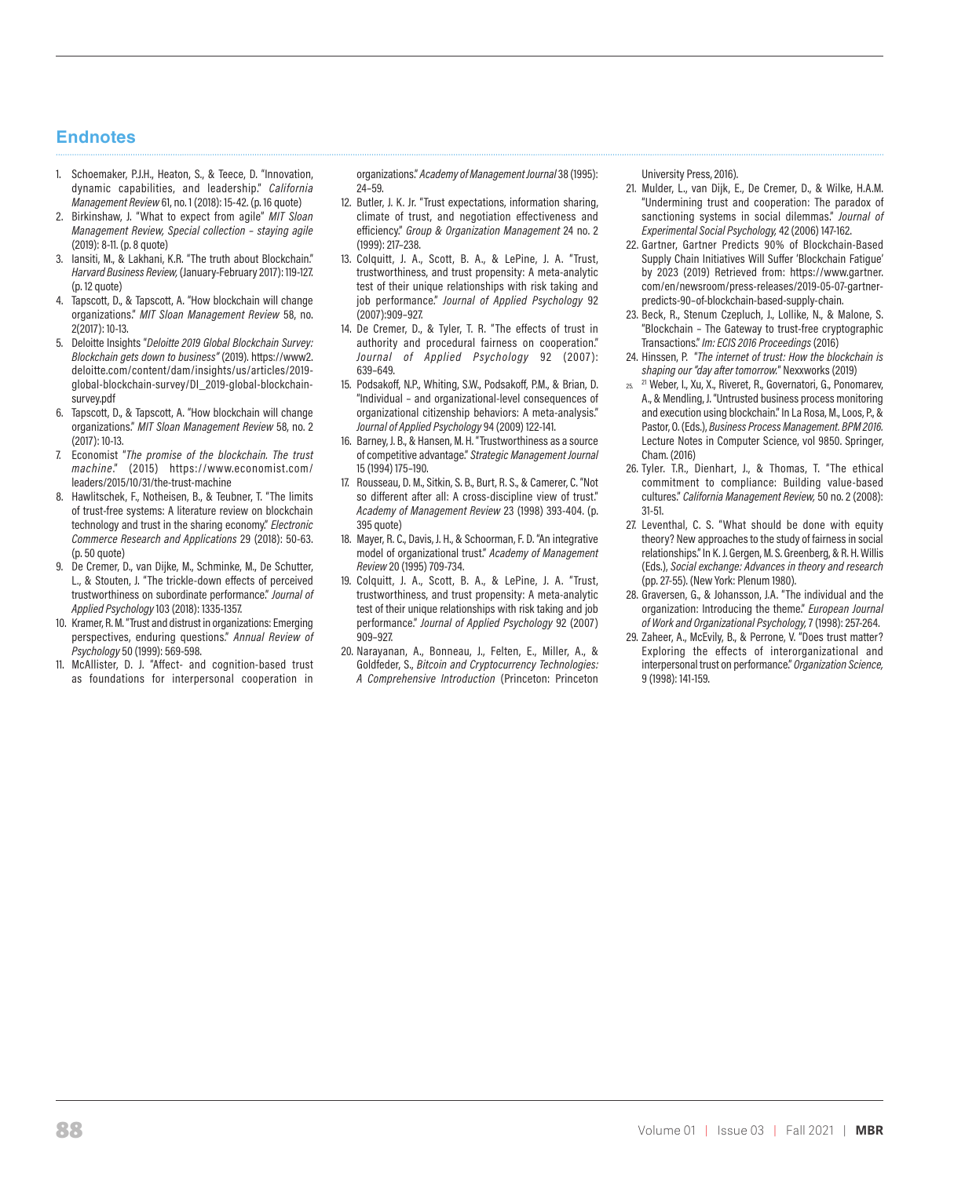## Endnotes

1. Schoemaker, P.J.H., Heaton, S., & Teece, D. "Innovation, dynamic capabilities, and leadership." *California Management Review* 61, no. 1 (2018): 15-42. (p. 16 quote)
2. Birkinshaw, J. "What to expect from agile" *MIT Sloan Management Review, Special collection – staying agile* (2019): 8-11. (p. 8 quote)
3. Iansiti, M., & Lakhani, K.R. "The truth about Blockchain." *Harvard Business Review,* (January-February 2017): 119-127. (p. 12 quote)
4. Tapscott, D., & Tapscott, A. "How blockchain will change organizations." *MIT Sloan Management Review* 58, no. 2(2017): 10-13.
5. Deloitte Insights "*Deloitte 2019 Global Blockchain Survey: Blockchain gets down to business"* (2019). https://www2.deloitte.com/content/dam/insights/us/articles/2019-global-blockchain-survey/DI_2019-global-blockchain-survey.pdf
6. Tapscott, D., & Tapscott, A. "How blockchain will change organizations." *MIT Sloan Management Review* 58, no. 2 (2017): 10-13.
7. Economist "*The promise of the blockchain. The trust machine*." (2015) https://www.economist.com/leaders/2015/10/31/the-trust-machine
8. Hawlitschek, F., Notheisen, B., & Teubner, T. "The limits of trust-free systems: A literature review on blockchain technology and trust in the sharing economy." *Electronic Commerce Research and Applications* 29 (2018): 50-63. (p. 50 quote)
9. De Cremer, D., van Dijke, M., Schminke, M., De Schutter, L., & Stouten, J. "The trickle-down effects of perceived trustworthiness on subordinate performance." *Journal of Applied Psychology* 103 (2018): 1335-1357.
10. Kramer, R. M. "Trust and distrust in organizations: Emerging perspectives, enduring questions." *Annual Review of Psychology* 50 (1999): 569-598.
11. McAllister, D. J. "Affect- and cognition-based trust as foundations for interpersonal cooperation in organizations." *Academy of Management Journal* 38 (1995): 24–59.
12. Butler, J. K. Jr. "Trust expectations, information sharing, climate of trust, and negotiation effectiveness and efficiency." *Group & Organization Management* 24 no. 2 (1999): 217–238.
13. Colquitt, J. A., Scott, B. A., & LePine, J. A. "Trust, trustworthiness, and trust propensity: A meta-analytic test of their unique relationships with risk taking and job performance." *Journal of Applied Psychology* 92 (2007):909–927.
14. De Cremer, D., & Tyler, T. R. "The effects of trust in authority and procedural fairness on cooperation." *Journal of Applied Psychology* 92 (2007): 639–649.
15. Podsakoff, N.P., Whiting, S.W., Podsakoff, P.M., & Brian, D. "Individual – and organizational-level consequences of organizational citizenship behaviors: A meta-analysis." *Journal of Applied Psychology* 94 (2009) 122-141.
16. Barney, J. B., & Hansen, M. H. "Trustworthiness as a source of competitive advantage." *Strategic Management Journal* 15 (1994) 175–190.
17. Rousseau, D. M., Sitkin, S. B., Burt, R. S., & Camerer, C. "Not so different after all: A cross-discipline view of trust." *Academy of Management Review* 23 (1998) 393-404. (p. 395 quote)
18. Mayer, R. C., Davis, J. H., & Schoorman, F. D. "An integrative model of organizational trust." *Academy of Management Review* 20 (1995) 709-734.
19. Colquitt, J. A., Scott, B. A., & LePine, J. A. "Trust, trustworthiness, and trust propensity: A meta-analytic test of their unique relationships with risk taking and job performance." *Journal of Applied Psychology* 92 (2007) 909–927.
20. Narayanan, A., Bonneau, J., Felten, E., Miller, A., & Goldfeder, S., *Bitcoin and Cryptocurrency Technologies: A Comprehensive Introduction* (Princeton: Princeton University Press, 2016).
21. Mulder, L., van Dijk, E., De Cremer, D., & Wilke, H.A.M. "Undermining trust and cooperation: The paradox of sanctioning systems in social dilemmas." *Journal of Experimental Social Psychology,* 42 (2006) 147-162.
22. Gartner, Gartner Predicts 90% of Blockchain-Based Supply Chain Initiatives Will Suffer 'Blockchain Fatigue' by 2023 (2019) Retrieved from: https://www.gartner.com/en/newsroom/press-releases/2019-05-07-gartner-predicts-90-of-blockchain-based-supply-chain.
23. Beck, R., Stenum Czepluch, J., Lollike, N., & Malone, S. "Blockchain – The Gateway to trust-free cryptographic Transactions." *Im: ECIS 2016 Proceedings* (2016)
24. Hinssen, P. "*The internet of trust: How the blockchain is shaping our "day after tomorrow."*" Nexxworks (2019)
25. [21] Weber, I., Xu, X., Riveret, R., Governatori, G., Ponomarev, A., & Mendling, J. "Untrusted business process monitoring and execution using blockchain." In La Rosa, M., Loos, P., & Pastor, O. (Eds.), *Business Process Management. BPM 2016.* Lecture Notes in Computer Science, vol 9850. Springer, Cham. (2016)
26. Tyler. T.R., Dienhart, J., & Thomas, T. "The ethical commitment to compliance: Building value-based cultures." *California Management Review,* 50 no. 2 (2008): 31-51.
27. Leventhal, C. S. "What should be done with equity theory? New approaches to the study of fairness in social relationships." In K. J. Gergen, M. S. Greenberg, & R. H. Willis (Eds.), *Social exchange: Advances in theory and research* (pp. 27-55). (New York: Plenum 1980).
28. Graversen, G., & Johansson, J.A. "The individual and the organization: Introducing the theme." *European Journal of Work and Organizational Psychology,* 7 (1998): 257-264.
29. Zaheer, A., McEvily, B., & Perrone, V. "Does trust matter? Exploring the effects of interorganizational and interpersonal trust on performance." *Organization Science,* 9 (1998): 141-159.